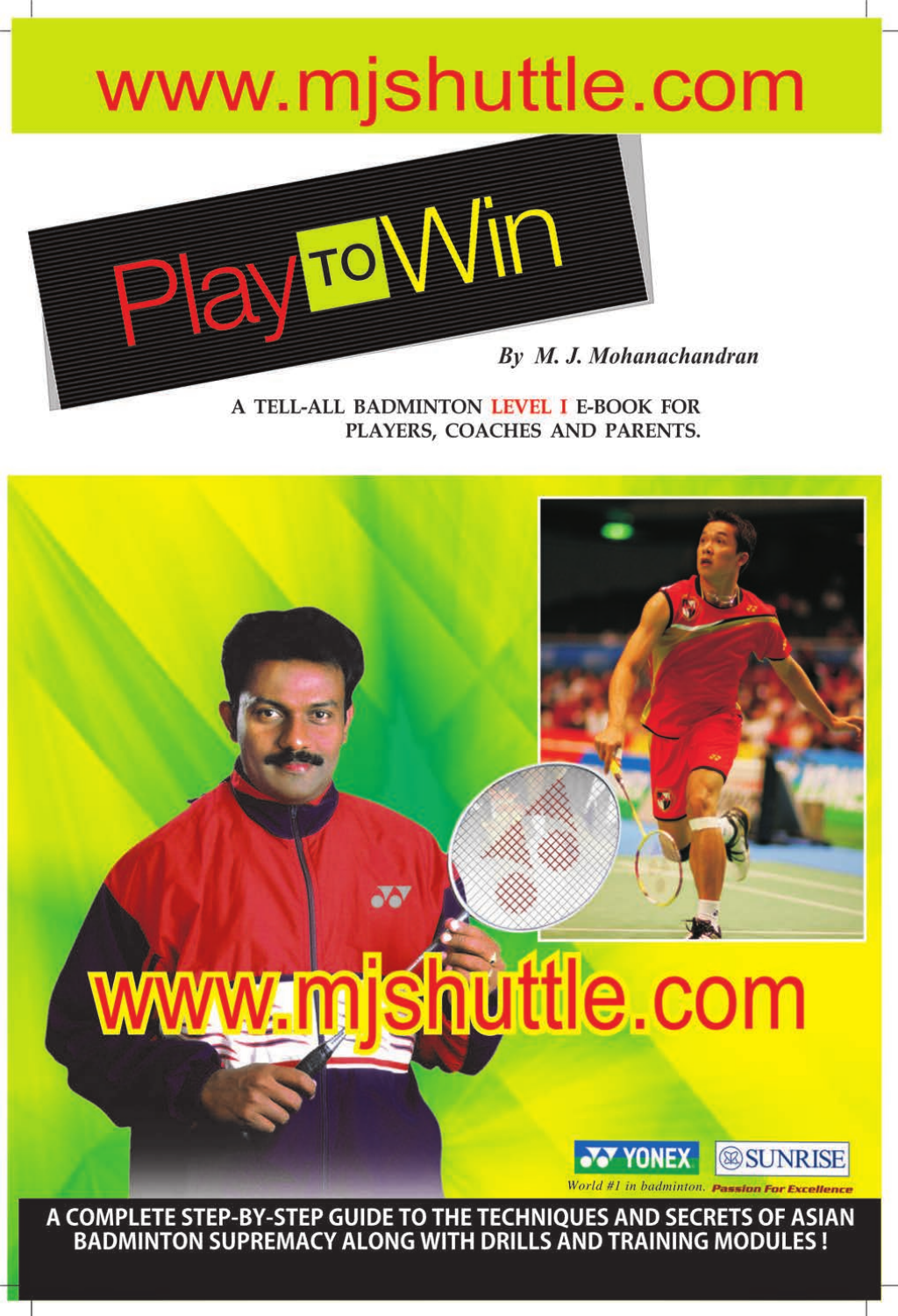www.mjshuttle.com

# Play TO Win

*By M. J. Mohanachandran*

A TELL-ALL BADMINTON **LEVEL I** E-BOOK FOR PLAYERS, COACHES AND PARENTS.

www.mjshuttle.com

YONEX — *World #1 in badminton.*

SUNRISE — *Passion For Excellence*

**A COMPLETE STEP-BY-STEP GUIDE TO THE TECHNIQUES AND SECRETS OF ASIAN BADMINTON SUPREMACY ALONG WITH DRILLS AND TRAINING MODULES !**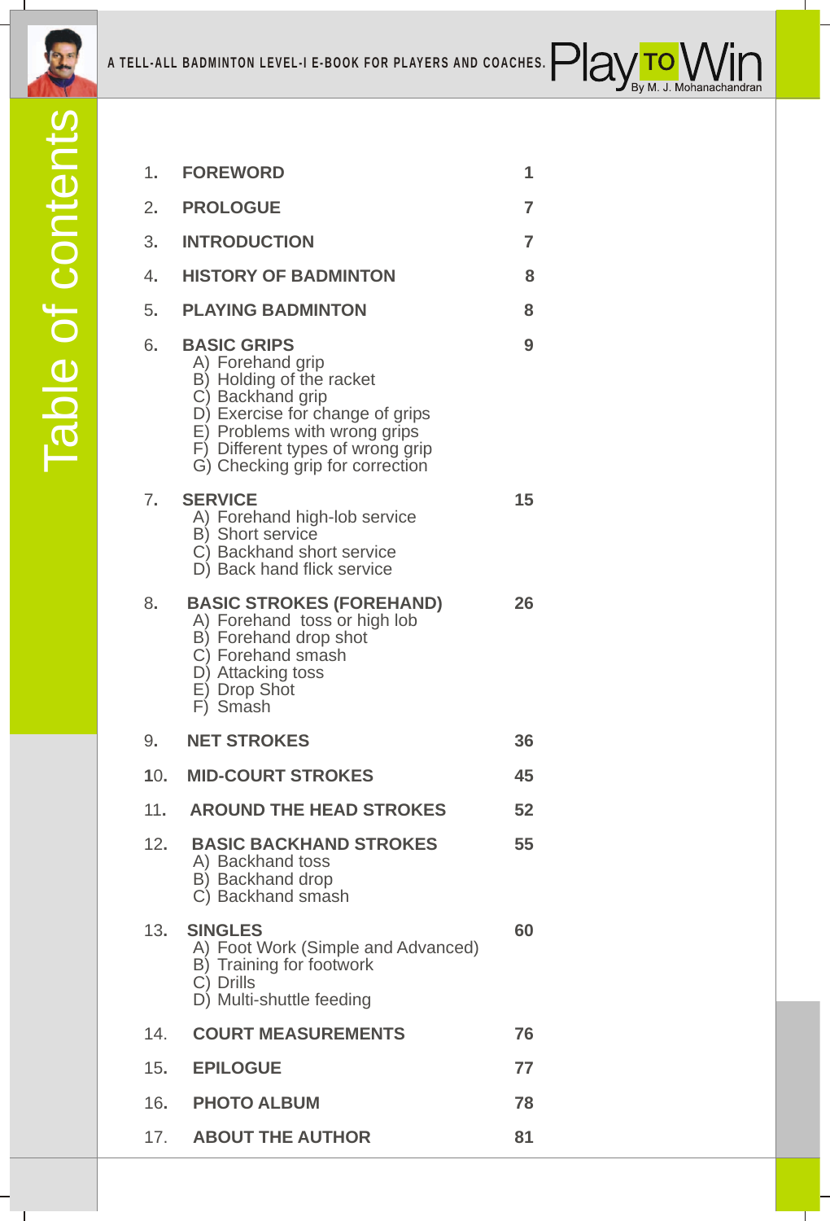# Table of contents

1. **FOREWORD** — 1
2. **PROLOGUE** — 7
3. **INTRODUCTION** — 7
4. **HISTORY OF BADMINTON** — 8
5. **PLAYING BADMINTON** — 8
6. **BASIC GRIPS** — 9
   - A) Forehand grip
   - B) Holding of the racket
   - C) Backhand grip
   - D) Exercise for change of grips
   - E) Problems with wrong grips
   - F) Different types of wrong grip
   - G) Checking grip for correction
7. **SERVICE** — 15
   - A) Forehand high-lob service
   - B) Short service
   - C) Backhand short service
   - D) Back hand flick service
8. **BASIC STROKES (FOREHAND)** — 26
   - A) Forehand toss or high lob
   - B) Forehand drop shot
   - C) Forehand smash
   - D) Attacking toss
   - E) Drop Shot
   - F) Smash
9. **NET STROKES** — 36
10. **MID-COURT STROKES** — 45
11. **AROUND THE HEAD STROKES** — 52
12. **BASIC BACKHAND STROKES** — 55
    - A) Backhand toss
    - B) Backhand drop
    - C) Backhand smash
13. **SINGLES** — 60
    - A) Foot Work (Simple and Advanced)
    - B) Training for footwork
    - C) Drills
    - D) Multi-shuttle feeding
14. **COURT MEASUREMENTS** — 76
15. **EPILOGUE** — 77
16. **PHOTO ALBUM** — 78
17. **ABOUT THE AUTHOR** — 81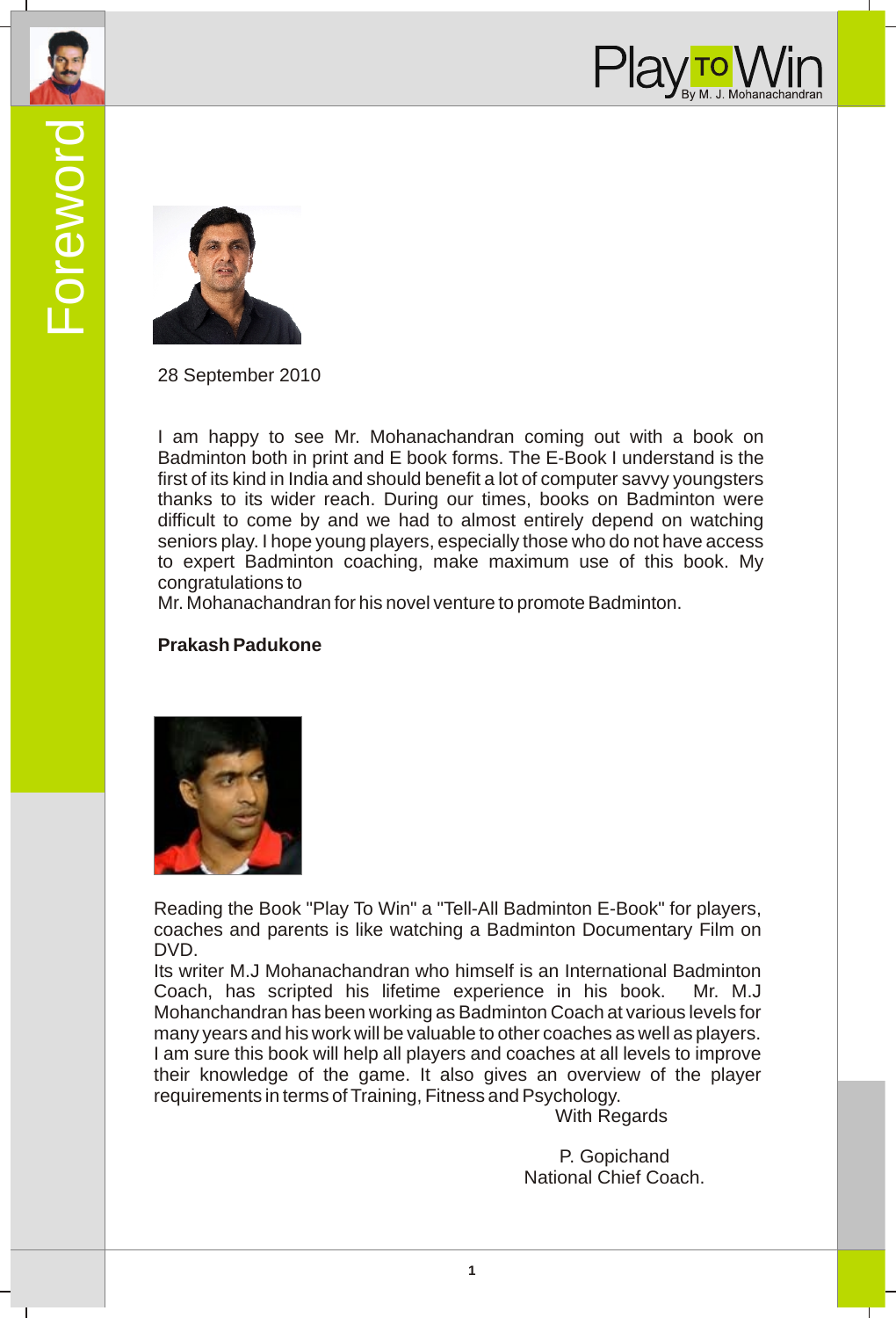# Foreword

28 September 2010

I am happy to see Mr. Mohanachandran coming out with a book on Badminton both in print and E book forms. The E-Book I understand is the first of its kind in India and should benefit a lot of computer savvy youngsters thanks to its wider reach. During our times, books on Badminton were difficult to come by and we had to almost entirely depend on watching seniors play. I hope young players, especially those who do not have access to expert Badminton coaching, make maximum use of this book. My congratulations to
Mr. Mohanachandran for his novel venture to promote Badminton.

**Prakash Padukone**

Reading the Book "Play To Win" a "Tell-All Badminton E-Book" for players, coaches and parents is like watching a Badminton Documentary Film on DVD.
Its writer M.J Mohanachandran who himself is an International Badminton Coach, has scripted his lifetime experience in his book. Mr. M.J Mohanchandran has been working as Badminton Coach at various levels for many years and his work will be valuable to other coaches as well as players. I am sure this book will help all players and coaches at all levels to improve their knowledge of the game. It also gives an overview of the player requirements in terms of Training, Fitness and Psychology.

With Regards

P. Gopichand
National Chief Coach.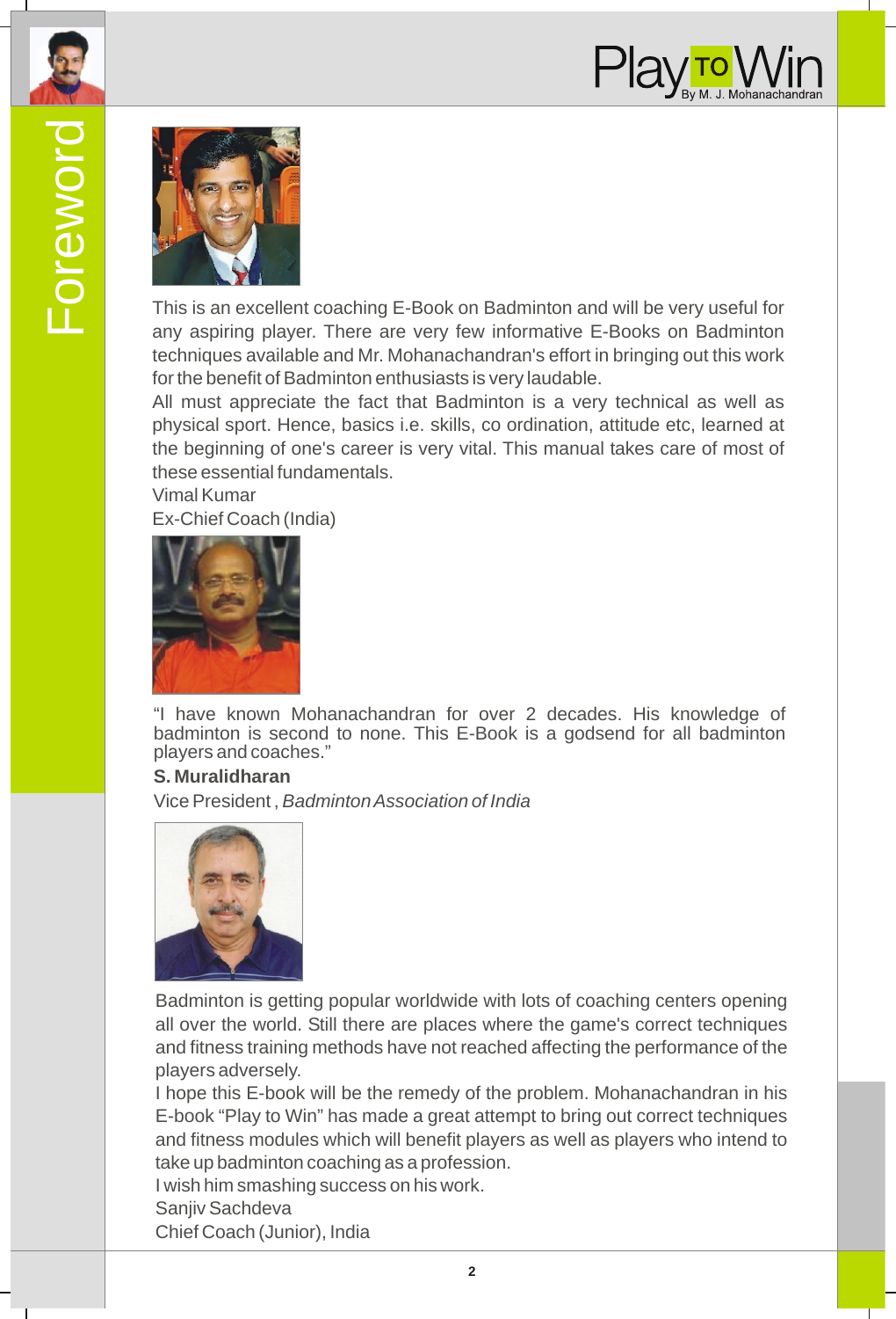# Foreword

This is an excellent coaching E-Book on Badminton and will be very useful for any aspiring player. There are very few informative E-Books on Badminton techniques available and Mr. Mohanachandran's effort in bringing out this work for the benefit of Badminton enthusiasts is very laudable.

All must appreciate the fact that Badminton is a very technical as well as physical sport. Hence, basics i.e. skills, co ordination, attitude etc, learned at the beginning of one's career is very vital. This manual takes care of most of these essential fundamentals.

Vimal Kumar

Ex-Chief Coach (India)

"I have known Mohanachandran for over 2 decades. His knowledge of badminton is second to none. This E-Book is a godsend for all badminton players and coaches."

**S. Muralidharan**

Vice President , *Badminton Association of India*

Badminton is getting popular worldwide with lots of coaching centers opening all over the world. Still there are places where the game's correct techniques and fitness training methods have not reached affecting the performance of the players adversely.

I hope this E-book will be the remedy of the problem. Mohanachandran in his E-book "Play to Win" has made a great attempt to bring out correct techniques and fitness modules which will benefit players as well as players who intend to take up badminton coaching as a profession.

I wish him smashing success on his work.

Sanjiv Sachdeva

Chief Coach (Junior), India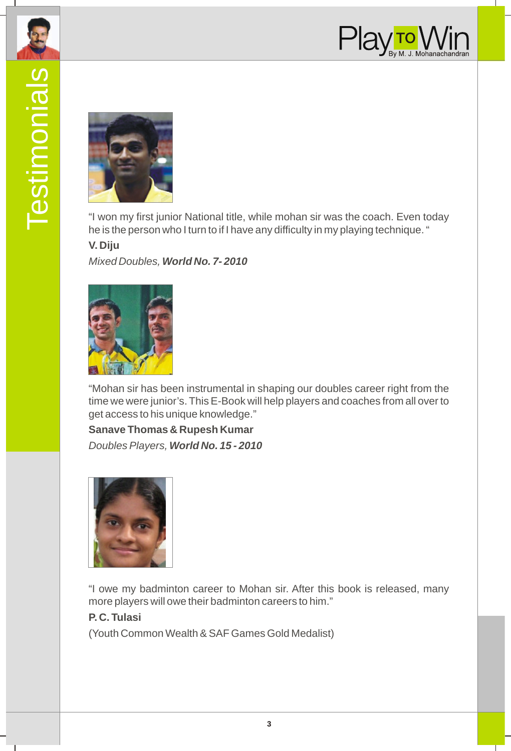# Testimonials

"I won my first junior National title, while mohan sir was the coach. Even today he is the person who I turn to if I have any difficulty in my playing technique. "

**V. Diju**

*Mixed Doubles,* ***World No. 7- 2010***

"Mohan sir has been instrumental in shaping our doubles career right from the time we were junior's. This E-Book will help players and coaches from all over to get access to his unique knowledge."

**Sanave Thomas & Rupesh Kumar**

*Doubles Players,* ***World No. 15 - 2010***

"I owe my badminton career to Mohan sir. After this book is released, many more players will owe their badminton careers to him."

**P. C. Tulasi**

(Youth Common Wealth & SAF Games Gold Medalist)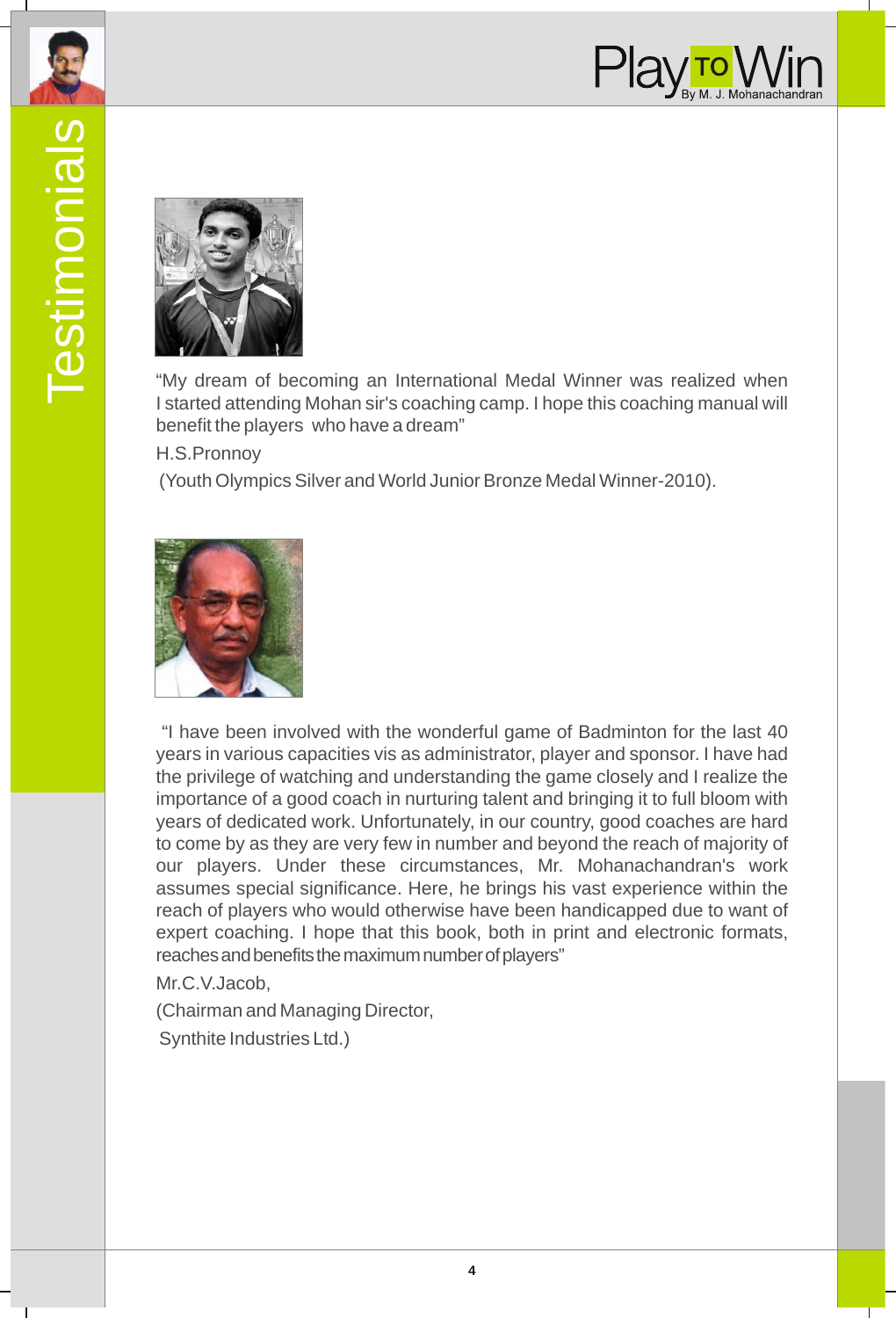# Testimonials

"My dream of becoming an International Medal Winner was realized when I started attending Mohan sir's coaching camp. I hope this coaching manual will benefit the players who have a dream"

H.S.Pronnoy

(Youth Olympics Silver and World Junior Bronze Medal Winner-2010).

"I have been involved with the wonderful game of Badminton for the last 40 years in various capacities vis as administrator, player and sponsor. I have had the privilege of watching and understanding the game closely and I realize the importance of a good coach in nurturing talent and bringing it to full bloom with years of dedicated work. Unfortunately, in our country, good coaches are hard to come by as they are very few in number and beyond the reach of majority of our players. Under these circumstances, Mr. Mohanachandran's work assumes special significance. Here, he brings his vast experience within the reach of players who would otherwise have been handicapped due to want of expert coaching. I hope that this book, both in print and electronic formats, reaches and benefits the maximum number of players"

Mr.C.V.Jacob,

(Chairman and Managing Director,

Synthite Industries Ltd.)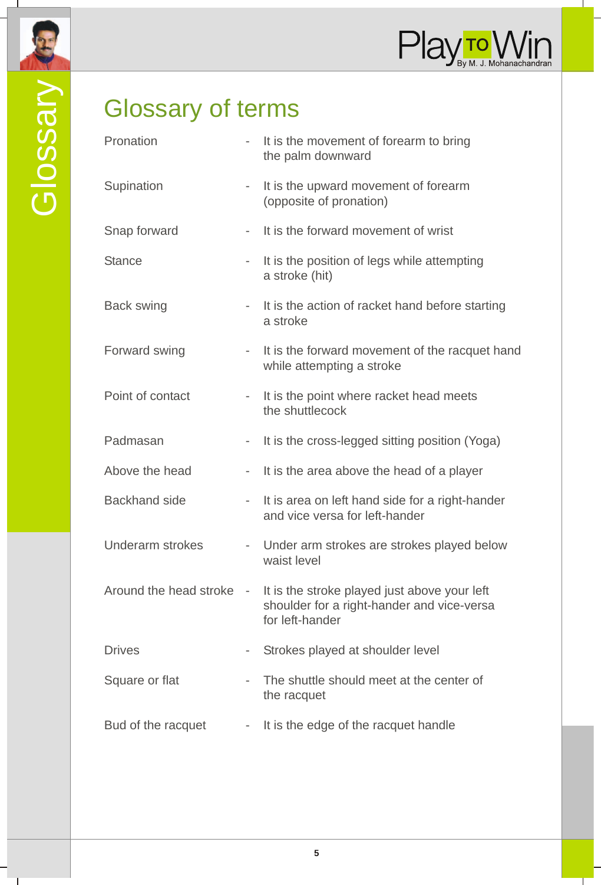# Glossary of terms

| Term | | Definition |
|---|---|---|
| Pronation | - | It is the movement of forearm to bring the palm downward |
| Supination | - | It is the upward movement of forearm (opposite of pronation) |
| Snap forward | - | It is the forward movement of wrist |
| Stance | - | It is the position of legs while attempting a stroke (hit) |
| Back swing | - | It is the action of racket hand before starting a stroke |
| Forward swing | - | It is the forward movement of the racquet hand while attempting a stroke |
| Point of contact | - | It is the point where racket head meets the shuttlecock |
| Padmasan | - | It is the cross-legged sitting position (Yoga) |
| Above the head | - | It is the area above the head of a player |
| Backhand side | - | It is area on left hand side for a right-hander and vice versa for left-hander |
| Underarm strokes | - | Under arm strokes are strokes played below waist level |
| Around the head stroke | - | It is the stroke played just above your left shoulder for a right-hander and vice-versa for left-hander |
| Drives | - | Strokes played at shoulder level |
| Square or flat | - | The shuttle should meet at the center of the racquet |
| Bud of the racquet | - | It is the edge of the racquet handle |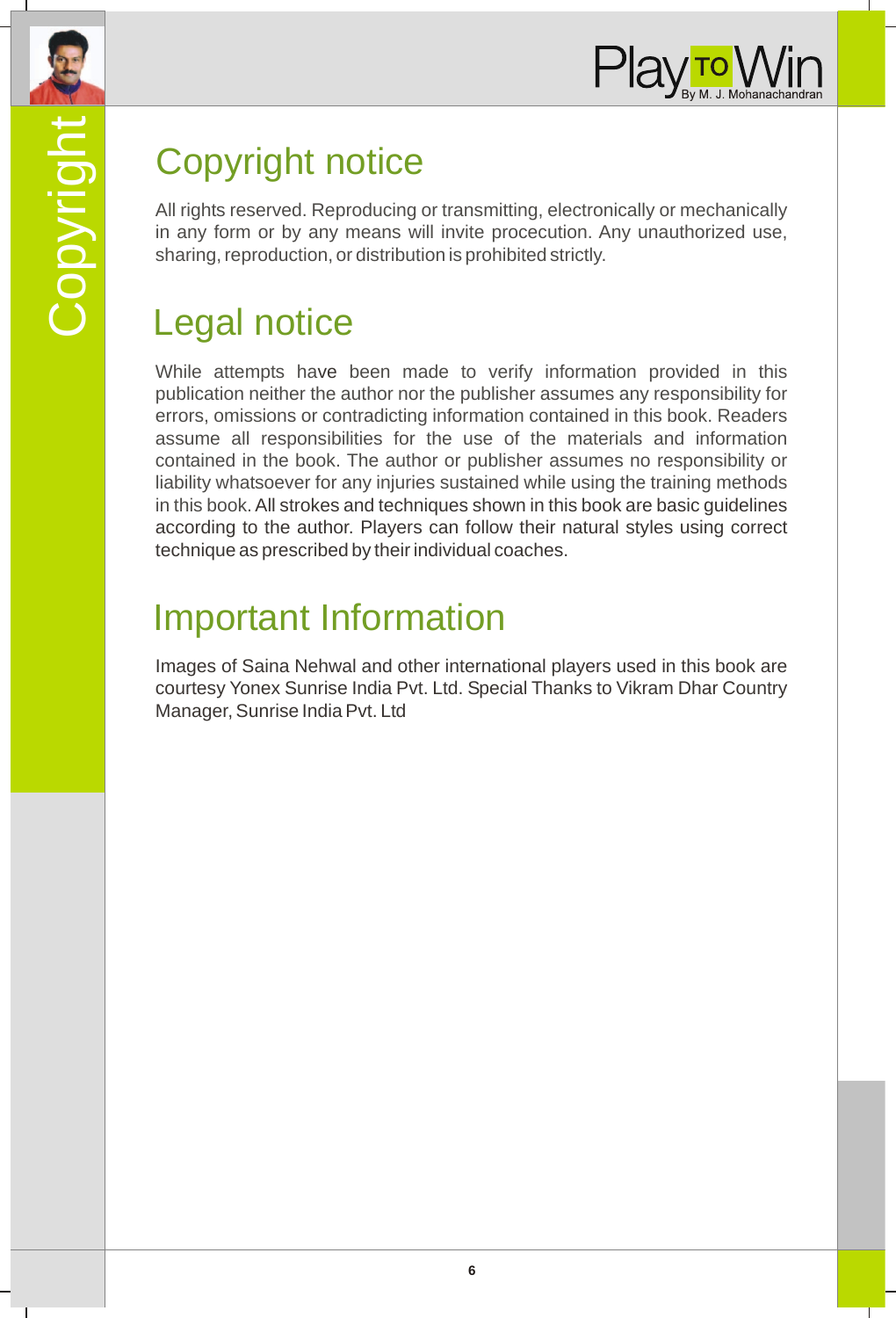## Copyright notice

All rights reserved. Reproducing or transmitting, electronically or mechanically in any form or by any means will invite procecution. Any unauthorized use, sharing, reproduction, or distribution is prohibited strictly.

## Legal notice

While attempts have been made to verify information provided in this publication neither the author nor the publisher assumes any responsibility for errors, omissions or contradicting information contained in this book. Readers assume all responsibilities for the use of the materials and information contained in the book. The author or publisher assumes no responsibility or liability whatsoever for any injuries sustained while using the training methods in this book. All strokes and techniques shown in this book are basic guidelines according to the author. Players can follow their natural styles using correct technique as prescribed by their individual coaches.

## Important Information

Images of Saina Nehwal and other international players used in this book are courtesy Yonex Sunrise India Pvt. Ltd. Special Thanks to Vikram Dhar Country Manager, Sunrise India Pvt. Ltd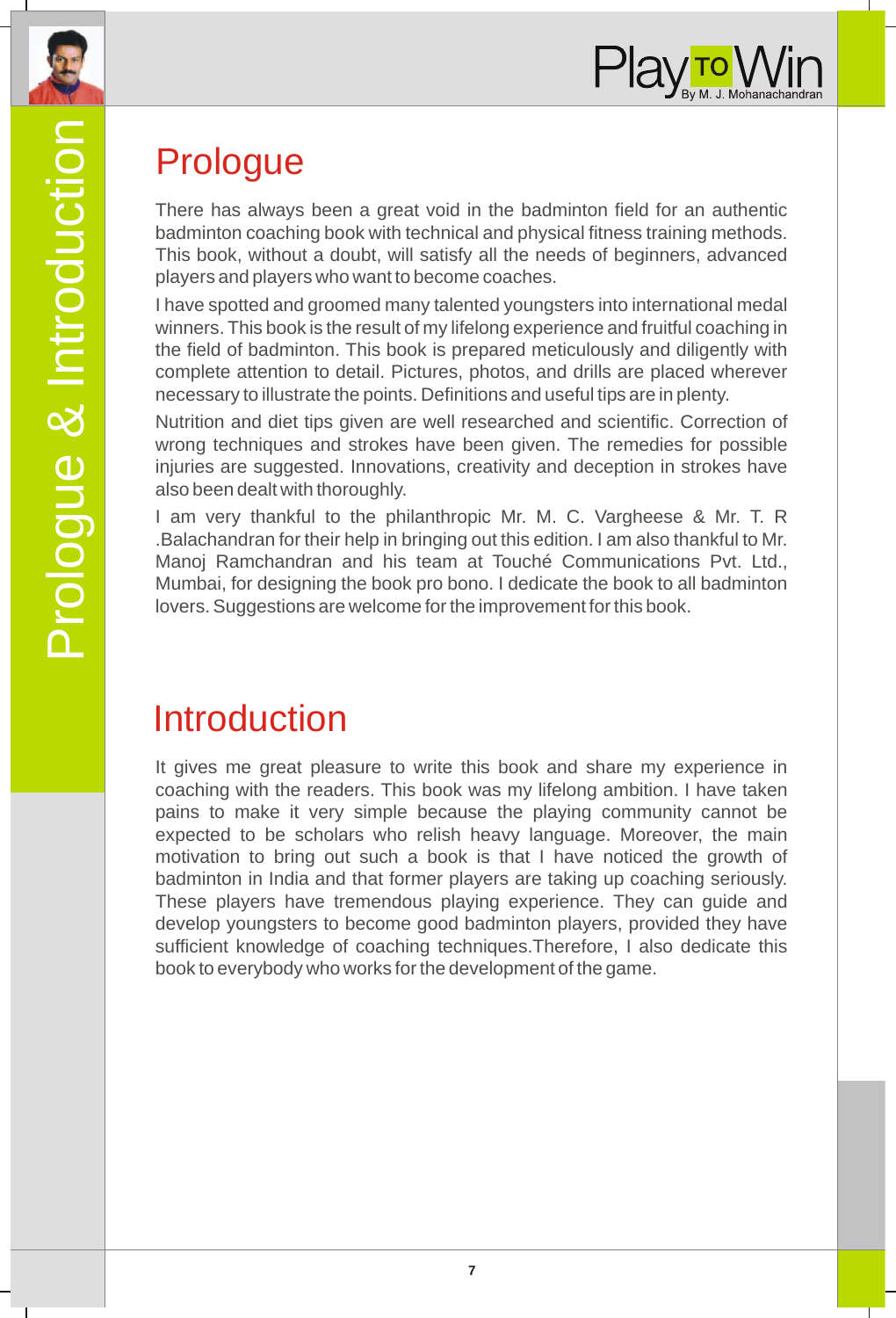# Prologue

There has always been a great void in the badminton field for an authentic badminton coaching book with technical and physical fitness training methods. This book, without a doubt, will satisfy all the needs of beginners, advanced players and players who want to become coaches.

I have spotted and groomed many talented youngsters into international medal winners. This book is the result of my lifelong experience and fruitful coaching in the field of badminton. This book is prepared meticulously and diligently with complete attention to detail. Pictures, photos, and drills are placed wherever necessary to illustrate the points. Definitions and useful tips are in plenty.

Nutrition and diet tips given are well researched and scientific. Correction of wrong techniques and strokes have been given. The remedies for possible injuries are suggested. Innovations, creativity and deception in strokes have also been dealt with thoroughly.

I am very thankful to the philanthropic Mr. M. C. Vargheese & Mr. T. R .Balachandran for their help in bringing out this edition. I am also thankful to Mr. Manoj Ramchandran and his team at Touché Communications Pvt. Ltd., Mumbai, for designing the book pro bono. I dedicate the book to all badminton lovers. Suggestions are welcome for the improvement for this book.

# Introduction

It gives me great pleasure to write this book and share my experience in coaching with the readers. This book was my lifelong ambition. I have taken pains to make it very simple because the playing community cannot be expected to be scholars who relish heavy language. Moreover, the main motivation to bring out such a book is that I have noticed the growth of badminton in India and that former players are taking up coaching seriously. These players have tremendous playing experience. They can guide and develop youngsters to become good badminton players, provided they have sufficient knowledge of coaching techniques.Therefore, I also dedicate this book to everybody who works for the development of the game.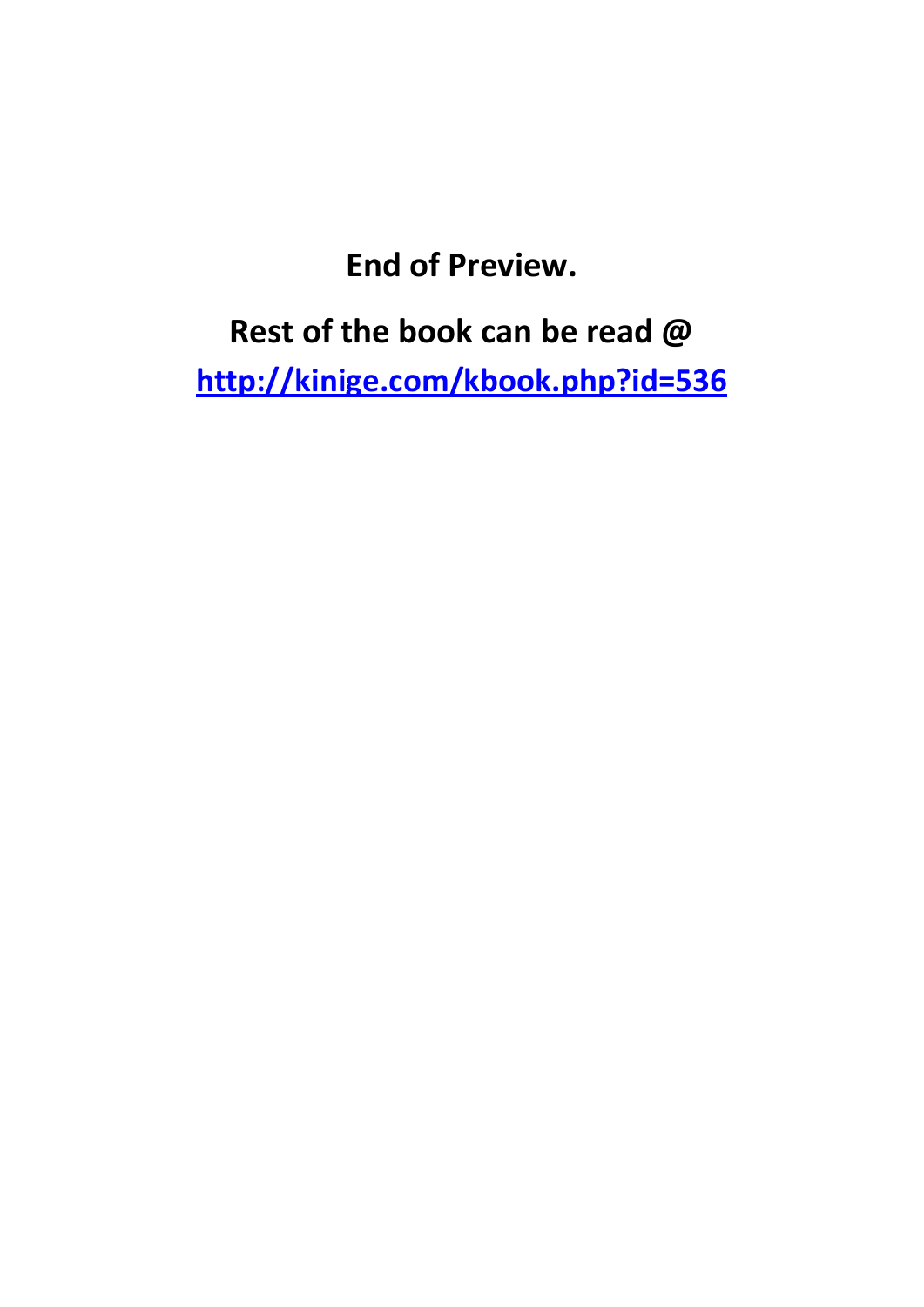**End of Preview.**

**Rest of the book can be read @ [http://kinige.com/kbook.php?id=536](http://kinige.com/kbook.php?id=536)**